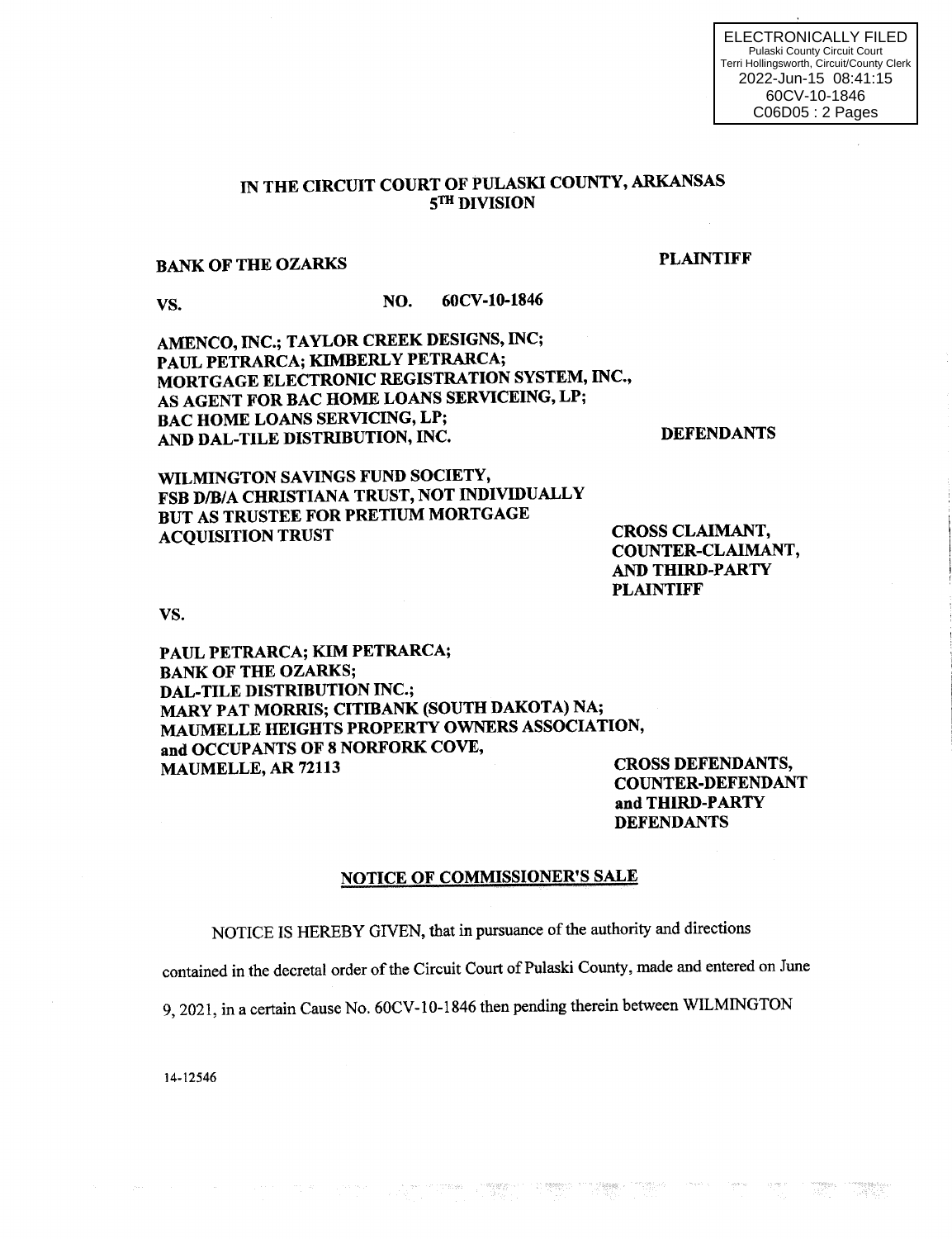ELECTRONICALLY FILED
Pulaski County Circuit Court
Terri Hollingsworth, Circuit/County Clerk
2022-Jun-15 08:41:15
60CV-10-1846
C06D05 : 2 Pages

**IN THE CIRCUIT COURT OF PULASKI COUNTY, ARKANSAS**
**5TH DIVISION**

**BANK OF THE OZARKS** **PLAINTIFF**

**VS.** **NO. 60CV-10-1846**

**AMENCO, INC.; TAYLOR CREEK DESIGNS, INC; PAUL PETRARCA; KIMBERLY PETRARCA; MORTGAGE ELECTRONIC REGISTRATION SYSTEM, INC., AS AGENT FOR BAC HOME LOANS SERVICEING, LP; BAC HOME LOANS SERVICING, LP; AND DAL-TILE DISTRIBUTION, INC.** **DEFENDANTS**

**WILMINGTON SAVINGS FUND SOCIETY, FSB D/B/A CHRISTIANA TRUST, NOT INDIVIDUALLY BUT AS TRUSTEE FOR PRETIUM MORTGAGE ACQUISITION TRUST** **CROSS CLAIMANT, COUNTER-CLAIMANT, AND THIRD-PARTY PLAINTIFF**

**VS.**

**PAUL PETRARCA; KIM PETRARCA; BANK OF THE OZARKS; DAL-TILE DISTRIBUTION INC.; MARY PAT MORRIS; CITIBANK (SOUTH DAKOTA) NA; MAUMELLE HEIGHTS PROPERTY OWNERS ASSOCIATION, and OCCUPANTS OF 8 NORFORK COVE, MAUMELLE, AR 72113** **CROSS DEFENDANTS, COUNTER-DEFENDANT and THIRD-PARTY DEFENDANTS**

**NOTICE OF COMMISSIONER'S SALE**

NOTICE IS HEREBY GIVEN, that in pursuance of the authority and directions contained in the decretal order of the Circuit Court of Pulaski County, made and entered on June 9, 2021, in a certain Cause No. 60CV-10-1846 then pending therein between WILMINGTON

14-12546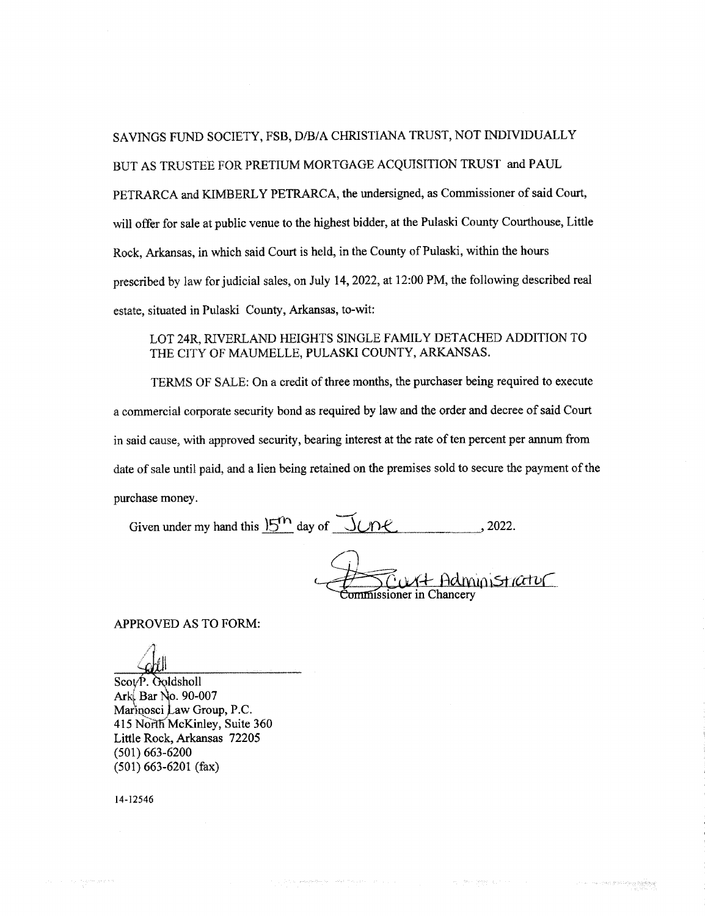SAVINGS FUND SOCIETY, FSB, D/B/A CHRISTIANA TRUST, NOT INDIVIDUALLY BUT AS TRUSTEE FOR PRETIUM MORTGAGE ACQUISITION TRUST and PAUL PETRARCA and KIMBERLY PETRARCA, the undersigned, as Commissioner of said Court, will offer for sale at public venue to the highest bidder, at the Pulaski County Courthouse, Little Rock, Arkansas, in which said Court is held, in the County of Pulaski, within the hours prescribed by law for judicial sales, on July 14, 2022, at 12:00 PM, the following described real estate, situated in Pulaski County, Arkansas, to-wit:

> LOT 24R, RIVERLAND HEIGHTS SINGLE FAMILY DETACHED ADDITION TO THE CITY OF MAUMELLE, PULASKI COUNTY, ARKANSAS.

TERMS OF SALE: On a credit of three months, the purchaser being required to execute a commercial corporate security bond as required by law and the order and decree of said Court in said cause, with approved security, bearing interest at the rate of ten percent per annum from date of sale until paid, and a lien being retained on the premises sold to secure the payment of the purchase money.

Given under my hand this 15th day of June, 2022.

Court Administrator
Commissioner in Chancery

APPROVED AS TO FORM:

Scott P. Goldsholl
Ark. Bar No. 90-007
Marinosci Law Group, P.C.
415 North McKinley, Suite 360
Little Rock, Arkansas 72205
(501) 663-6200
(501) 663-6201 (fax)

14-12546